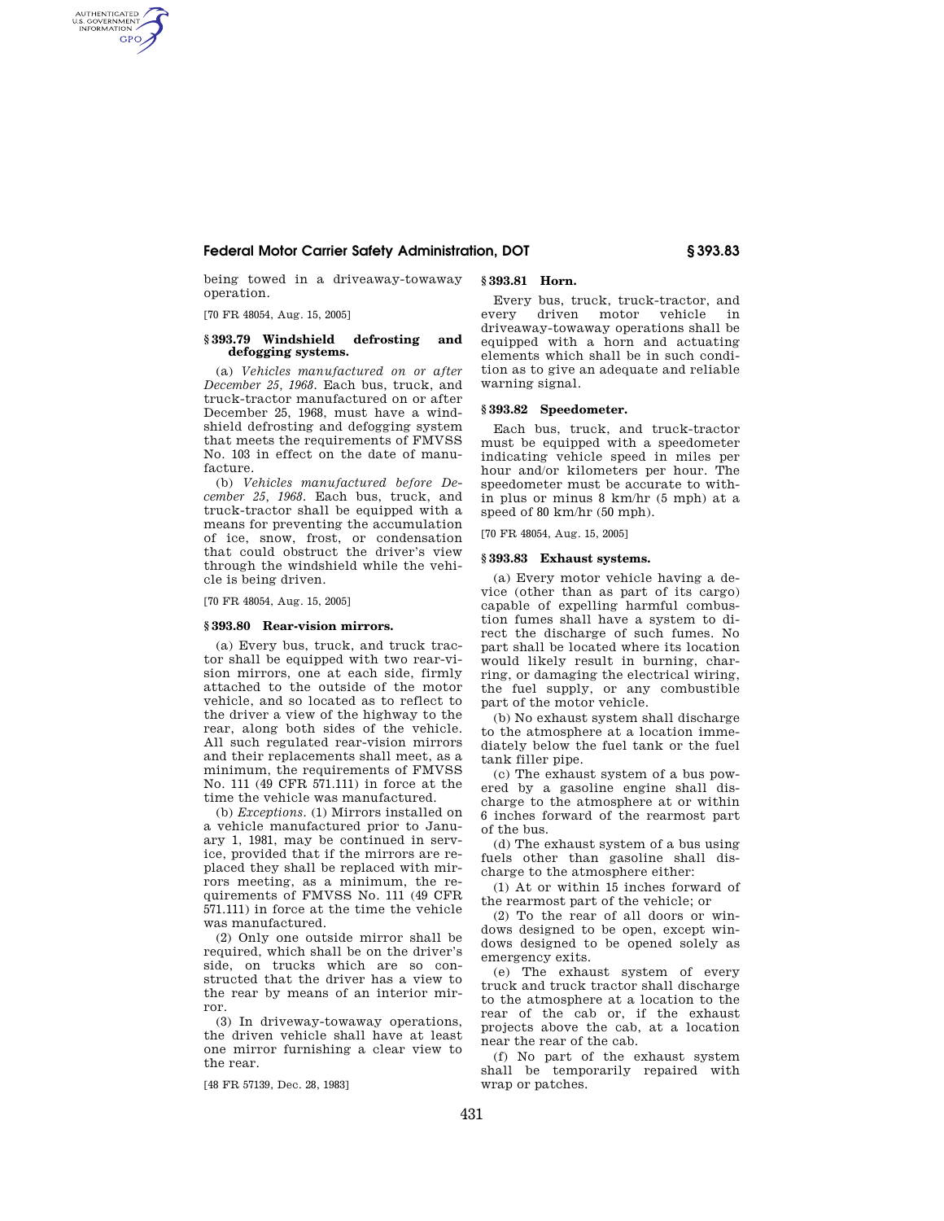being towed in a driveaway-towaway operation.

[70 FR 48054, Aug. 15, 2005]

### § 393.79 Windshield defrosting and defogging systems.

(a) *Vehicles manufactured on or after December 25, 1968.* Each bus, truck, and truck-tractor manufactured on or after December 25, 1968, must have a windshield defrosting and defogging system that meets the requirements of FMVSS No. 103 in effect on the date of manufacture.

(b) *Vehicles manufactured before December 25, 1968.* Each bus, truck, and truck-tractor shall be equipped with a means for preventing the accumulation of ice, snow, frost, or condensation that could obstruct the driver's view through the windshield while the vehicle is being driven.

[70 FR 48054, Aug. 15, 2005]

### § 393.80 Rear-vision mirrors.

(a) Every bus, truck, and truck tractor shall be equipped with two rear-vision mirrors, one at each side, firmly attached to the outside of the motor vehicle, and so located as to reflect to the driver a view of the highway to the rear, along both sides of the vehicle. All such regulated rear-vision mirrors and their replacements shall meet, as a minimum, the requirements of FMVSS No. 111 (49 CFR 571.111) in force at the time the vehicle was manufactured.

(b) *Exceptions.* (1) Mirrors installed on a vehicle manufactured prior to January 1, 1981, may be continued in service, provided that if the mirrors are replaced they shall be replaced with mirrors meeting, as a minimum, the requirements of FMVSS No. 111 (49 CFR 571.111) in force at the time the vehicle was manufactured.

(2) Only one outside mirror shall be required, which shall be on the driver's side, on trucks which are so constructed that the driver has a view to the rear by means of an interior mirror.

(3) In driveaway-towaway operations, the driven vehicle shall have at least one mirror furnishing a clear view to the rear.

[48 FR 57139, Dec. 28, 1983]

### § 393.81 Horn.

Every bus, truck, truck-tractor, and every driven motor vehicle in driveaway-towaway operations shall be equipped with a horn and actuating elements which shall be in such condition as to give an adequate and reliable warning signal.

### § 393.82 Speedometer.

Each bus, truck, and truck-tractor must be equipped with a speedometer indicating vehicle speed in miles per hour and/or kilometers per hour. The speedometer must be accurate to within plus or minus 8 km/hr (5 mph) at a speed of 80 km/hr (50 mph).

[70 FR 48054, Aug. 15, 2005]

### § 393.83 Exhaust systems.

(a) Every motor vehicle having a device (other than as part of its cargo) capable of expelling harmful combustion fumes shall have a system to direct the discharge of such fumes. No part shall be located where its location would likely result in burning, charring, or damaging the electrical wiring, the fuel supply, or any combustible part of the motor vehicle.

(b) No exhaust system shall discharge to the atmosphere at a location immediately below the fuel tank or the fuel tank filler pipe.

(c) The exhaust system of a bus powered by a gasoline engine shall discharge to the atmosphere at or within 6 inches forward of the rearmost part of the bus.

(d) The exhaust system of a bus using fuels other than gasoline shall discharge to the atmosphere either:

(1) At or within 15 inches forward of the rearmost part of the vehicle; or

(2) To the rear of all doors or windows designed to be open, except windows designed to be opened solely as emergency exits.

(e) The exhaust system of every truck and truck tractor shall discharge to the atmosphere at a location to the rear of the cab or, if the exhaust projects above the cab, at a location near the rear of the cab.

(f) No part of the exhaust system shall be temporarily repaired with wrap or patches.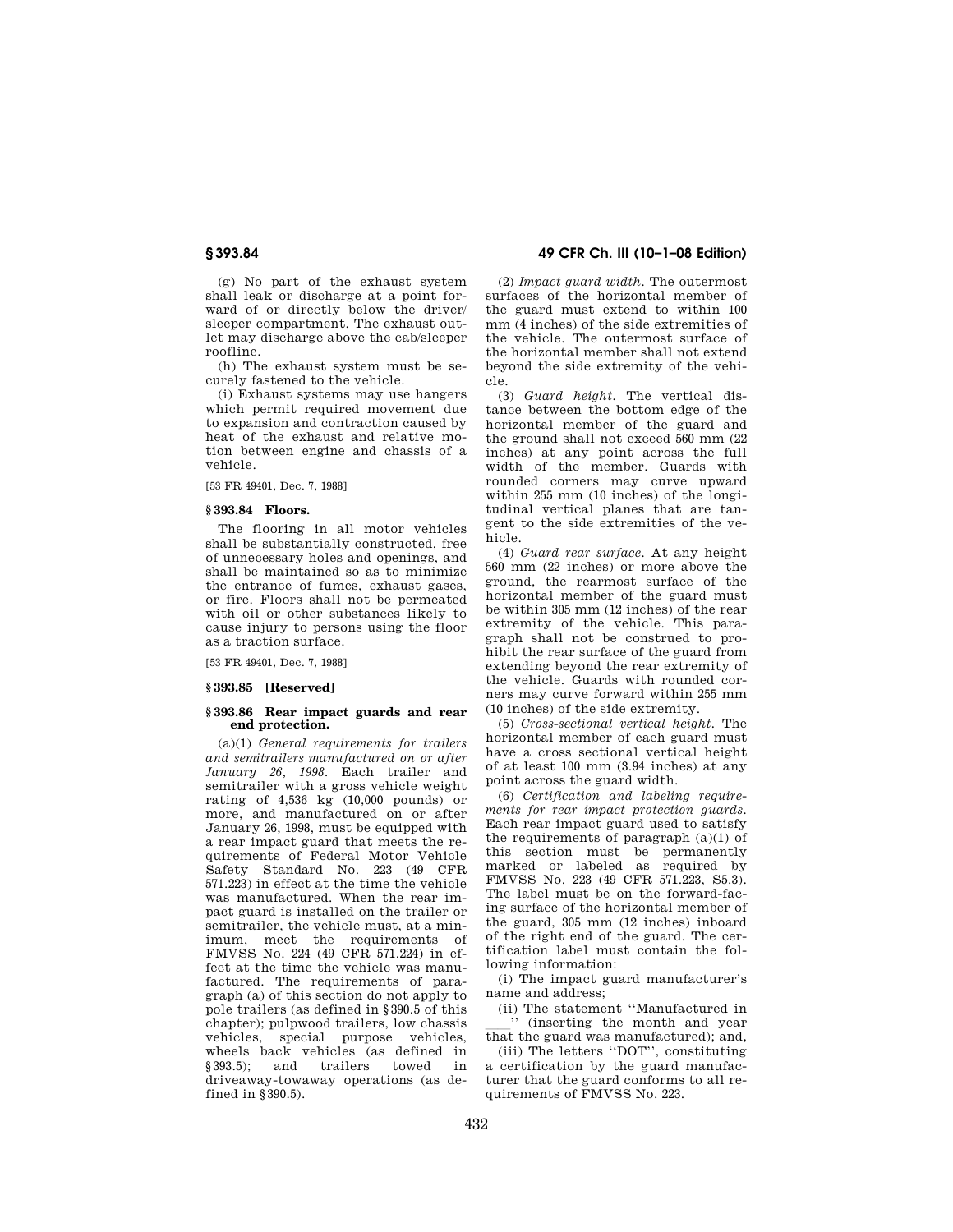(g) No part of the exhaust system shall leak or discharge at a point forward of or directly below the driver/sleeper compartment. The exhaust outlet may discharge above the cab/sleeper roofline.

(h) The exhaust system must be securely fastened to the vehicle.

(i) Exhaust systems may use hangers which permit required movement due to expansion and contraction caused by heat of the exhaust and relative motion between engine and chassis of a vehicle.

[53 FR 49401, Dec. 7, 1988]

### § 393.84 Floors.

The flooring in all motor vehicles shall be substantially constructed, free of unnecessary holes and openings, and shall be maintained so as to minimize the entrance of fumes, exhaust gases, or fire. Floors shall not be permeated with oil or other substances likely to cause injury to persons using the floor as a traction surface.

[53 FR 49401, Dec. 7, 1988]

### § 393.85 [Reserved]

### § 393.86 Rear impact guards and rear end protection.

(a)(1) *General requirements for trailers and semitrailers manufactured on or after January 26, 1998.* Each trailer and semitrailer with a gross vehicle weight rating of 4,536 kg (10,000 pounds) or more, and manufactured on or after January 26, 1998, must be equipped with a rear impact guard that meets the requirements of Federal Motor Vehicle Safety Standard No. 223 (49 CFR 571.223) in effect at the time the vehicle was manufactured. When the rear impact guard is installed on the trailer or semitrailer, the vehicle must, at a minimum, meet the requirements of FMVSS No. 224 (49 CFR 571.224) in effect at the time the vehicle was manufactured. The requirements of paragraph (a) of this section do not apply to pole trailers (as defined in § 390.5 of this chapter); pulpwood trailers, low chassis vehicles, special purpose vehicles, wheels back vehicles (as defined in § 393.5); and trailers towed in driveaway-towaway operations (as defined in § 390.5).

(2) *Impact guard width.* The outermost surfaces of the horizontal member of the guard must extend to within 100 mm (4 inches) of the side extremities of the vehicle. The outermost surface of the horizontal member shall not extend beyond the side extremity of the vehicle.

(3) *Guard height.* The vertical distance between the bottom edge of the horizontal member of the guard and the ground shall not exceed 560 mm (22 inches) at any point across the full width of the member. Guards with rounded corners may curve upward within 255 mm (10 inches) of the longitudinal vertical planes that are tangent to the side extremities of the vehicle.

(4) *Guard rear surface.* At any height 560 mm (22 inches) or more above the ground, the rearmost surface of the horizontal member of the guard must be within 305 mm (12 inches) of the rear extremity of the vehicle. This paragraph shall not be construed to prohibit the rear surface of the guard from extending beyond the rear extremity of the vehicle. Guards with rounded corners may curve forward within 255 mm (10 inches) of the side extremity.

(5) *Cross-sectional vertical height.* The horizontal member of each guard must have a cross sectional vertical height of at least 100 mm (3.94 inches) at any point across the guard width.

(6) *Certification and labeling requirements for rear impact protection guards.* Each rear impact guard used to satisfy the requirements of paragraph (a)(1) of this section must be permanently marked or labeled as required by FMVSS No. 223 (49 CFR 571.223, S5.3). The label must be on the forward-facing surface of the horizontal member of the guard, 305 mm (12 inches) inboard of the right end of the guard. The certification label must contain the following information:

(i) The impact guard manufacturer's name and address;

(ii) The statement ''Manufactured in \_\_\_\_'' (inserting the month and year that the guard was manufactured); and,

(iii) The letters ''DOT'', constituting a certification by the guard manufacturer that the guard conforms to all requirements of FMVSS No. 223.